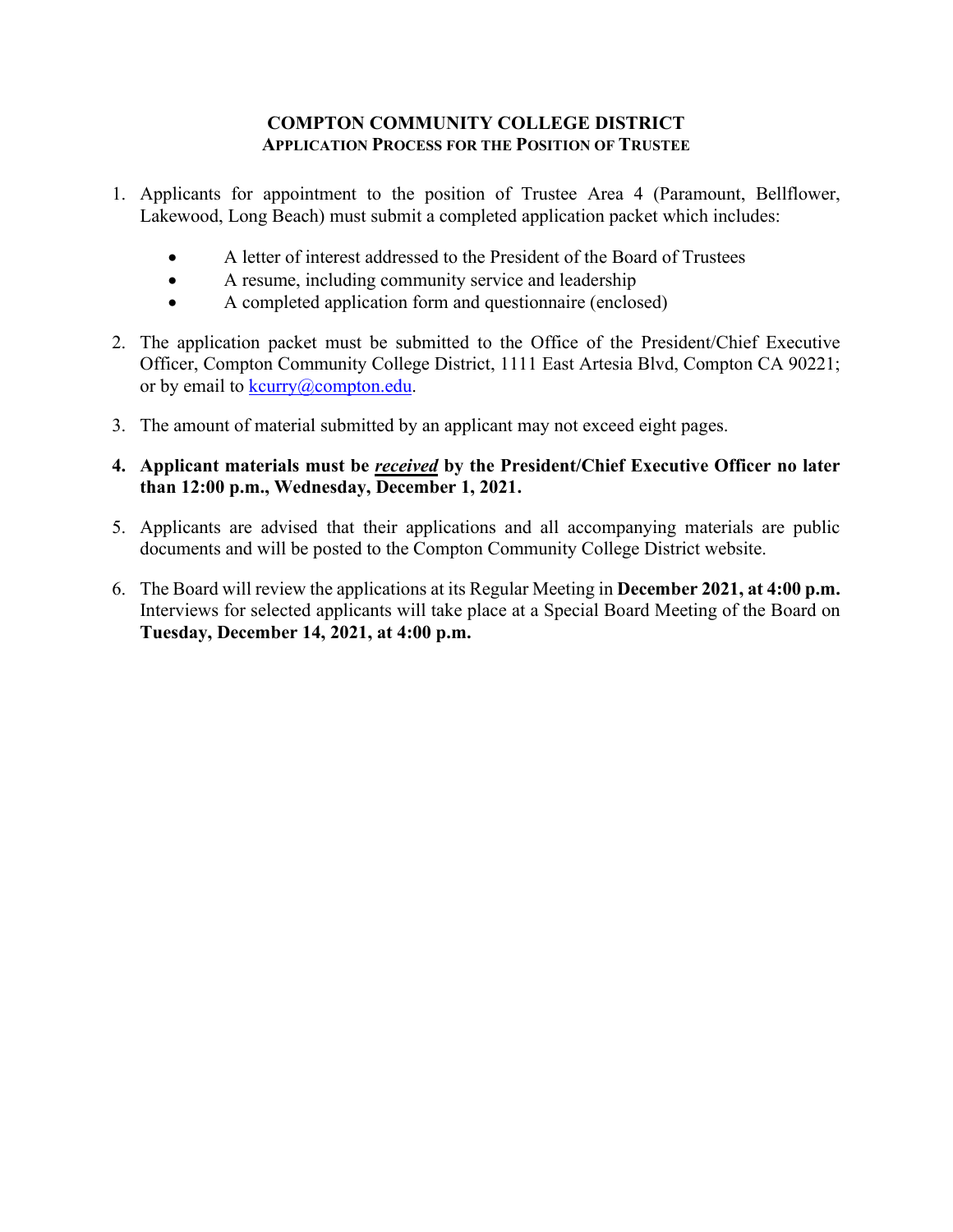# COMPTON COMMUNITY COLLEGE DISTRICT

## APPLICATION PROCESS FOR THE POSITION OF TRUSTEE

1. Applicants for appointment to the position of Trustee Area 4 (Paramount, Bellflower, Lakewood, Long Beach) must submit a completed application packet which includes:

   - A letter of interest addressed to the President of the Board of Trustees
   - A resume, including community service and leadership
   - A completed application form and questionnaire (enclosed)

2. The application packet must be submitted to the Office of the President/Chief Executive Officer, Compton Community College District, 1111 East Artesia Blvd, Compton CA 90221; or by email to kcurry@compton.edu.

3. The amount of material submitted by an applicant may not exceed eight pages.

4. **Applicant materials must be *received* by the President/Chief Executive Officer no later than 12:00 p.m., Wednesday, December 1, 2021.**

5. Applicants are advised that their applications and all accompanying materials are public documents and will be posted to the Compton Community College District website.

6. The Board will review the applications at its Regular Meeting in **December 2021, at 4:00 p.m.** Interviews for selected applicants will take place at a Special Board Meeting of the Board on **Tuesday, December 14, 2021, at 4:00 p.m.**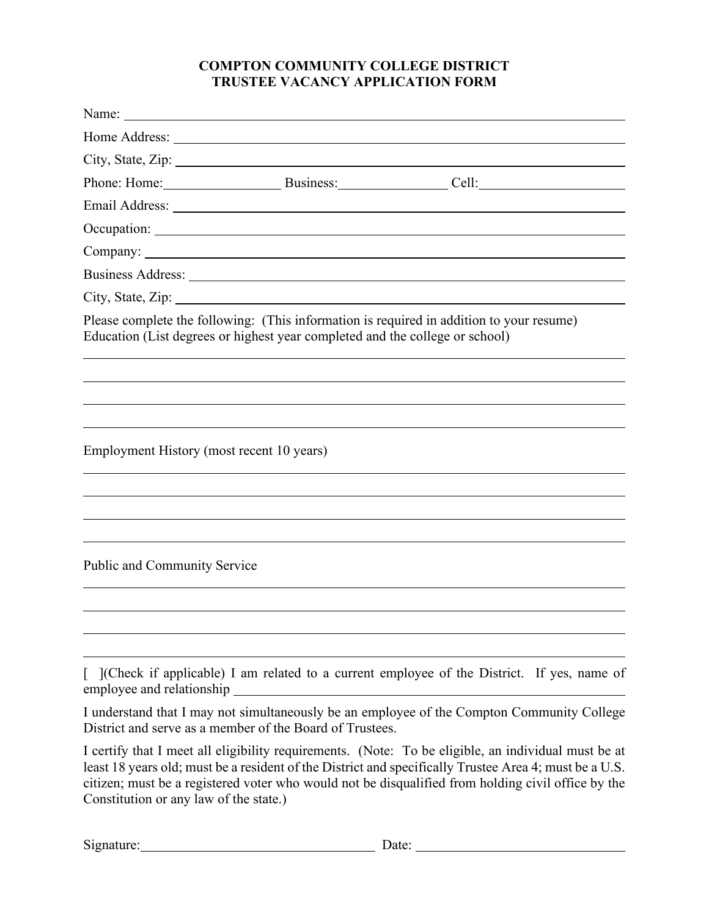# COMPTON COMMUNITY COLLEGE DISTRICT
# TRUSTEE VACANCY APPLICATION FORM

Name: ______________________________________________________________

Home Address: ______________________________________________________

City, State, Zip: ____________________________________________________

Phone: Home: _______________ Business: _______________ Cell: _______________

Email Address: ______________________________________________________

Occupation: ________________________________________________________

Company: __________________________________________________________

Business Address: ___________________________________________________

City, State, Zip: ____________________________________________________

Please complete the following: (This information is required in addition to your resume)
Education (List degrees or highest year completed and the college or school)

______________________________________________________________________

______________________________________________________________________

______________________________________________________________________

______________________________________________________________________

Employment History (most recent 10 years)

______________________________________________________________________

______________________________________________________________________

______________________________________________________________________

______________________________________________________________________

Public and Community Service

______________________________________________________________________

______________________________________________________________________

______________________________________________________________________

______________________________________________________________________

[ ](Check if applicable) I am related to a current employee of the District. If yes, name of employee and relationship ________________________________________________

I understand that I may not simultaneously be an employee of the Compton Community College District and serve as a member of the Board of Trustees.

I certify that I meet all eligibility requirements. (Note: To be eligible, an individual must be at least 18 years old; must be a resident of the District and specifically Trustee Area 4; must be a U.S. citizen; must be a registered voter who would not be disqualified from holding civil office by the Constitution or any law of the state.)

Signature: ______________________________ Date: ______________________________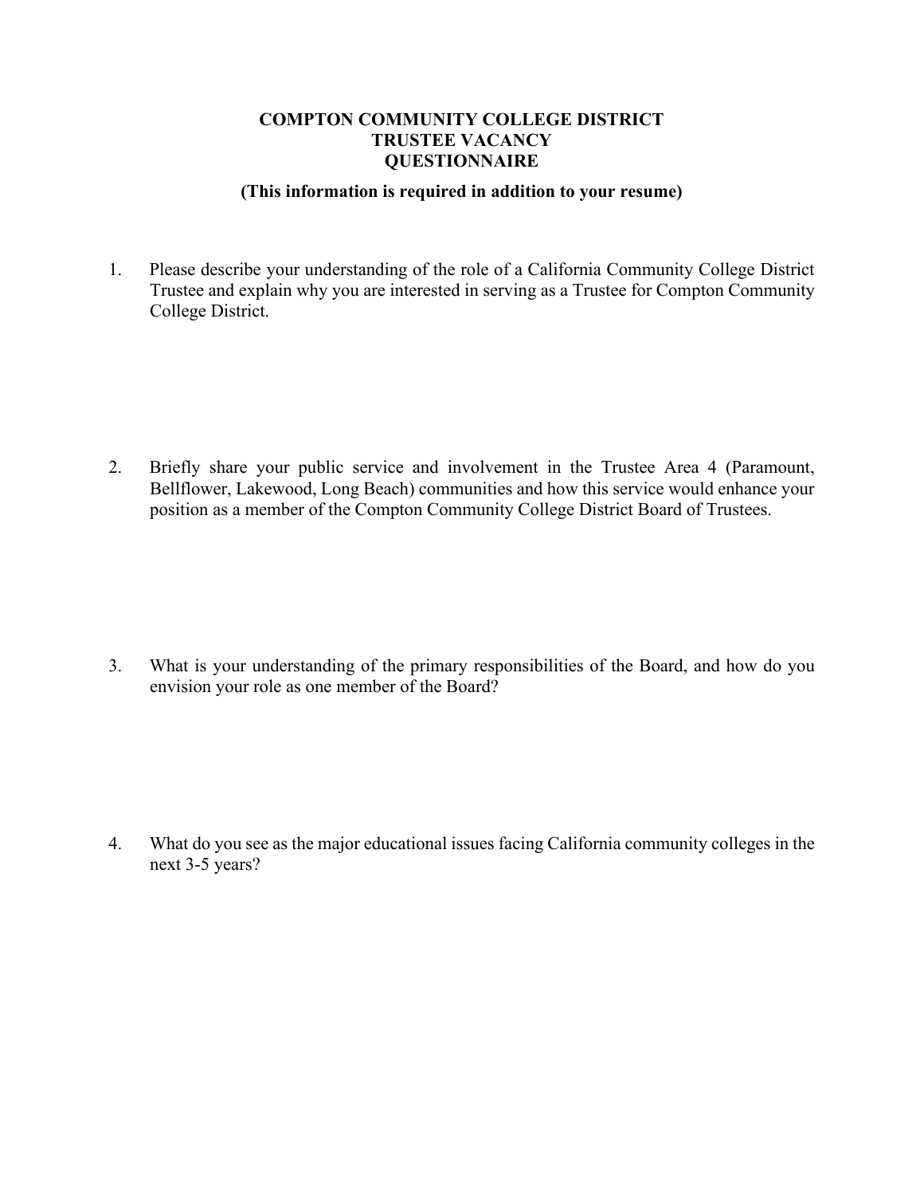# COMPTON COMMUNITY COLLEGE DISTRICT
# TRUSTEE VACANCY
# QUESTIONNAIRE

**(This information is required in addition to your resume)**

1. Please describe your understanding of the role of a California Community College District Trustee and explain why you are interested in serving as a Trustee for Compton Community College District.

2. Briefly share your public service and involvement in the Trustee Area 4 (Paramount, Bellflower, Lakewood, Long Beach) communities and how this service would enhance your position as a member of the Compton Community College District Board of Trustees.

3. What is your understanding of the primary responsibilities of the Board, and how do you envision your role as one member of the Board?

4. What do you see as the major educational issues facing California community colleges in the next 3-5 years?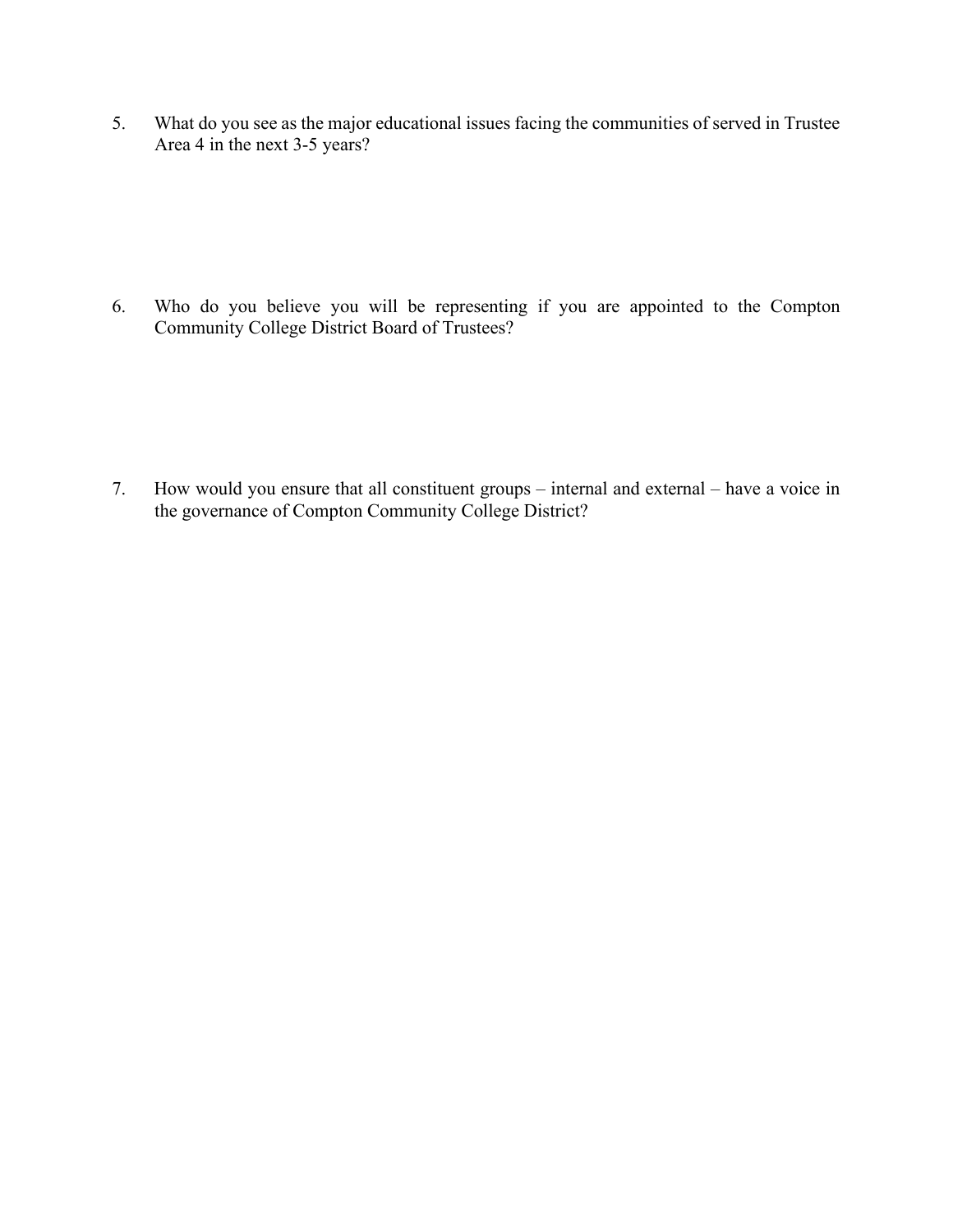5. What do you see as the major educational issues facing the communities of served in Trustee Area 4 in the next 3-5 years?

6. Who do you believe you will be representing if you are appointed to the Compton Community College District Board of Trustees?

7. How would you ensure that all constituent groups – internal and external – have a voice in the governance of Compton Community College District?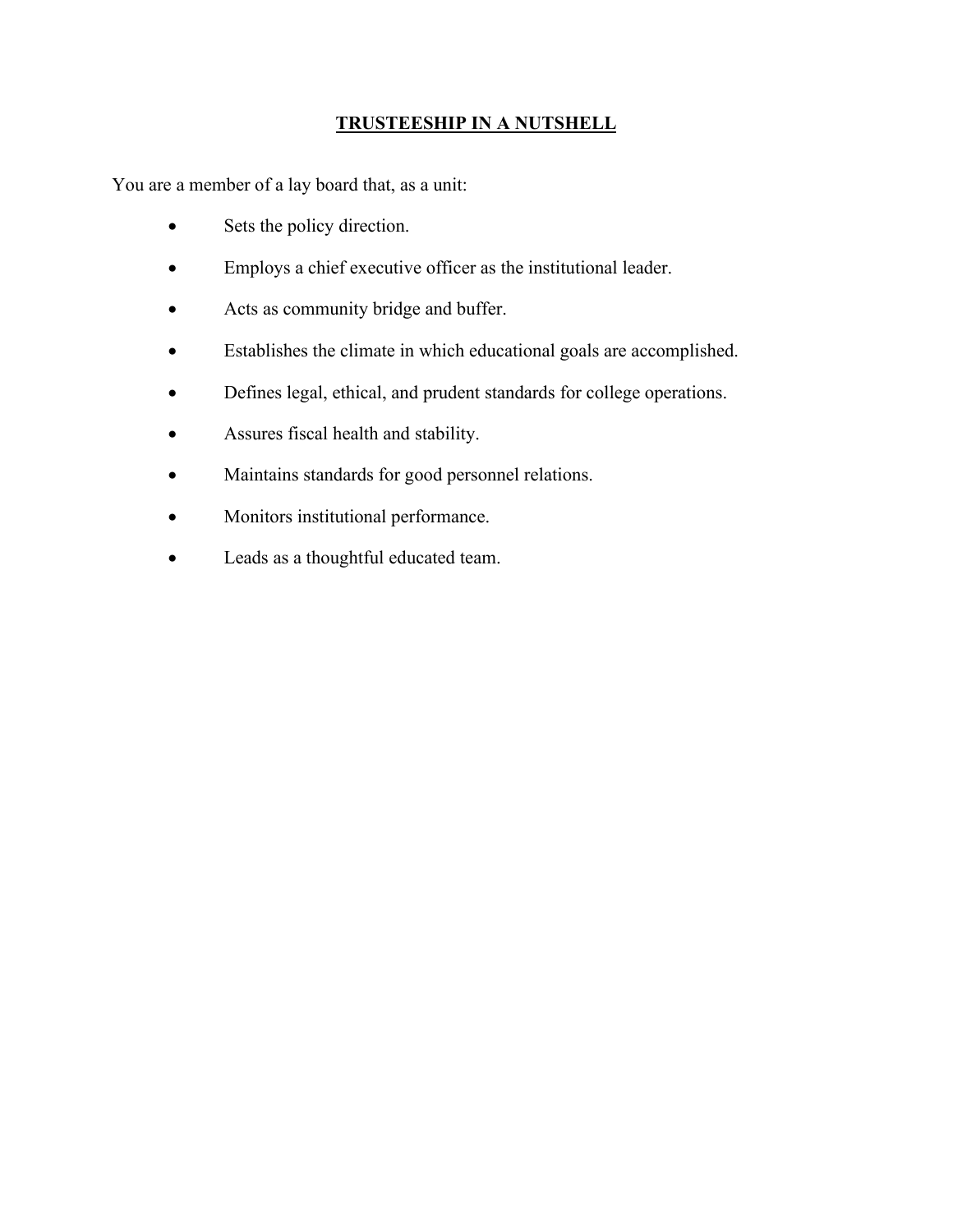# TRUSTEESHIP IN A NUTSHELL

You are a member of a lay board that, as a unit:

- Sets the policy direction.
- Employs a chief executive officer as the institutional leader.
- Acts as community bridge and buffer.
- Establishes the climate in which educational goals are accomplished.
- Defines legal, ethical, and prudent standards for college operations.
- Assures fiscal health and stability.
- Maintains standards for good personnel relations.
- Monitors institutional performance.
- Leads as a thoughtful educated team.